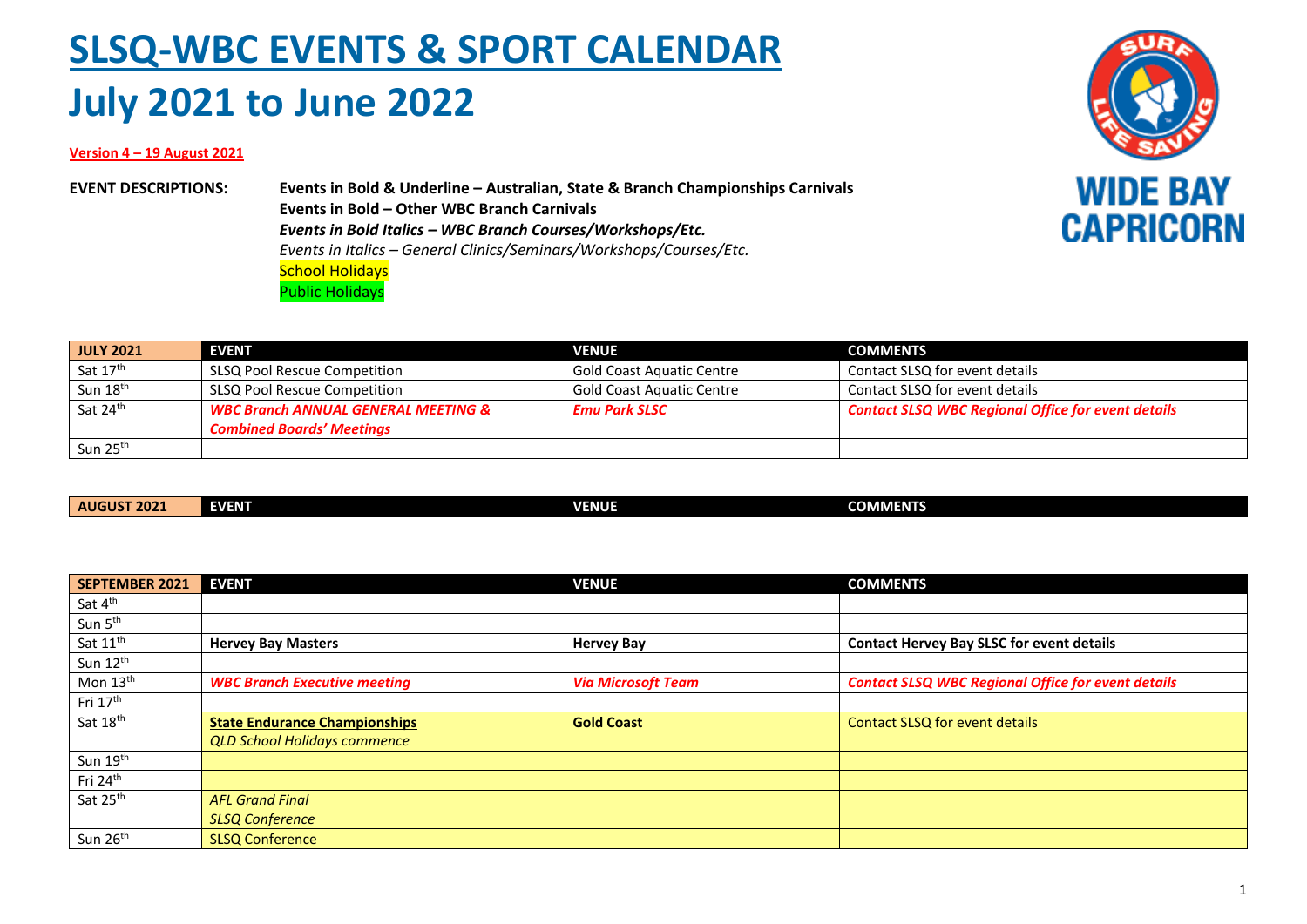# SLSQ-WBC EVENTS & SPORT CALENDAR

# July 2021 to June 2022

**Version 4 – 19 August 2021**

WIDE BAY CAPRICORN

**EVENT DESCRIPTIONS:**

**Events in Bold & Underline – Australian, State & Branch Championships Carnivals**
**Events in Bold – Other WBC Branch Carnivals**
***Events in Bold Italics – WBC Branch Courses/Workshops/Etc.***
*Events in Italics – General Clinics/Seminars/Workshops/Courses/Etc.*
School Holidays
Public Holidays

| JULY 2021 | EVENT | VENUE | COMMENTS |
|---|---|---|---|
| Sat 17th | SLSQ Pool Rescue Competition | Gold Coast Aquatic Centre | Contact SLSQ for event details |
| Sun 18th | SLSQ Pool Rescue Competition | Gold Coast Aquatic Centre | Contact SLSQ for event details |
| Sat 24th | ***WBC Branch ANNUAL GENERAL MEETING & Combined Boards' Meetings*** | ***Emu Park SLSC*** | ***Contact SLSQ WBC Regional Office for event details*** |
| Sun 25th | | | |

| AUGUST 2021 | EVENT | VENUE | COMMENTS |
|---|---|---|---|

| SEPTEMBER 2021 | EVENT | VENUE | COMMENTS |
|---|---|---|---|
| Sat 4th | | | |
| Sun 5th | | | |
| Sat 11th | **Hervey Bay Masters** | **Hervey Bay** | **Contact Hervey Bay SLSC for event details** |
| Sun 12th | | | |
| Mon 13th | ***WBC Branch Executive meeting*** | ***Via Microsoft Team*** | ***Contact SLSQ WBC Regional Office for event details*** |
| Fri 17th | | | |
| Sat 18th | **<u>State Endurance Championships</u>**<br>*QLD School Holidays commence* | **Gold Coast** | Contact SLSQ for event details |
| Sun 19th | | | |
| Fri 24th | | | |
| Sat 25th | *AFL Grand Final*<br>*SLSQ Conference* | | |
| Sun 26th | SLSQ Conference | | |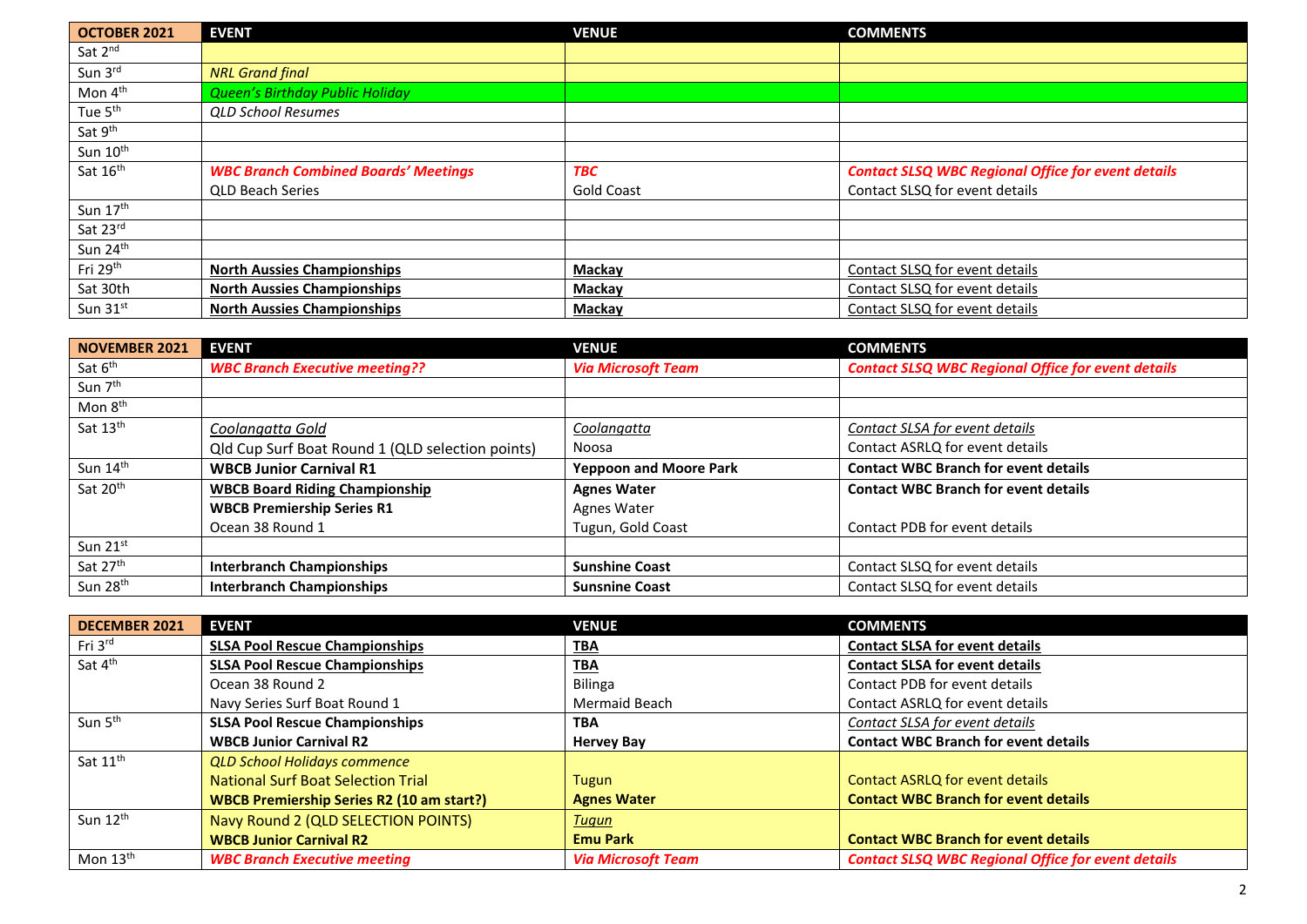| OCTOBER 2021 | EVENT | VENUE | COMMENTS |
|---|---|---|---|
| Sat 2nd | | | |
| Sun 3rd | *NRL Grand final* | | |
| Mon 4th | *Queen's Birthday Public Holiday* | | |
| Tue 5th | *QLD School Resumes* | | |
| Sat 9th | | | |
| Sun 10th | | | |
| Sat 16th | ***WBC Branch Combined Boards' Meetings*** | ***TBC*** | ***Contact SLSQ WBC Regional Office for event details*** |
| | QLD Beach Series | Gold Coast | Contact SLSQ for event details |
| Sun 17th | | | |
| Sat 23rd | | | |
| Sun 24th | | | |
| Fri 29th | **North Aussies Championships** | **Mackay** | Contact SLSQ for event details |
| Sat 30th | **North Aussies Championships** | **Mackay** | Contact SLSQ for event details |
| Sun 31st | **North Aussies Championships** | **Mackay** | Contact SLSQ for event details |

| NOVEMBER 2021 | EVENT | VENUE | COMMENTS |
|---|---|---|---|
| Sat 6th | ***WBC Branch Executive meeting??*** | ***Via Microsoft Team*** | ***Contact SLSQ WBC Regional Office for event details*** |
| Sun 7th | | | |
| Mon 8th | | | |
| Sat 13th | *Coolangatta Gold* | *Coolangatta* | *Contact SLSA for event details* |
| | Qld Cup Surf Boat Round 1 (QLD selection points) | Noosa | Contact ASRLQ for event details |
| Sun 14th | **WBCB Junior Carnival R1** | **Yeppoon and Moore Park** | **Contact WBC Branch for event details** |
| Sat 20th | **WBCB Board Riding Championship** | **Agnes Water** | **Contact WBC Branch for event details** |
| | **WBCB Premiership Series R1** | Agnes Water | |
| | Ocean 38 Round 1 | Tugun, Gold Coast | Contact PDB for event details |
| Sun 21st | | | |
| Sat 27th | **Interbranch Championships** | **Sunshine Coast** | Contact SLSQ for event details |
| Sun 28th | **Interbranch Championships** | **Sunsnine Coast** | Contact SLSQ for event details |

| DECEMBER 2021 | EVENT | VENUE | COMMENTS |
|---|---|---|---|
| Fri 3rd | **SLSA Pool Rescue Championships** | **TBA** | **Contact SLSA for event details** |
| Sat 4th | **SLSA Pool Rescue Championships** | **TBA** | **Contact SLSA for event details** |
| | Ocean 38 Round 2 | Bilinga | Contact PDB for event details |
| | Navy Series Surf Boat Round 1 | Mermaid Beach | Contact ASRLQ for event details |
| Sun 5th | **SLSA Pool Rescue Championships** | **TBA** | *Contact SLSA for event details* |
| | **WBCB Junior Carnival R2** | **Hervey Bay** | **Contact WBC Branch for event details** |
| Sat 11th | *QLD School Holidays commence* | | |
| | National Surf Boat Selection Trial | Tugun | Contact ASRLQ for event details |
| | **WBCB Premiership Series R2 (10 am start?)** | **Agnes Water** | **Contact WBC Branch for event details** |
| Sun 12th | Navy Round 2 (QLD SELECTION POINTS) | *Tugun* | |
| | **WBCB Junior Carnival R2** | **Emu Park** | **Contact WBC Branch for event details** |
| Mon 13th | ***WBC Branch Executive meeting*** | ***Via Microsoft Team*** | ***Contact SLSQ WBC Regional Office for event details*** |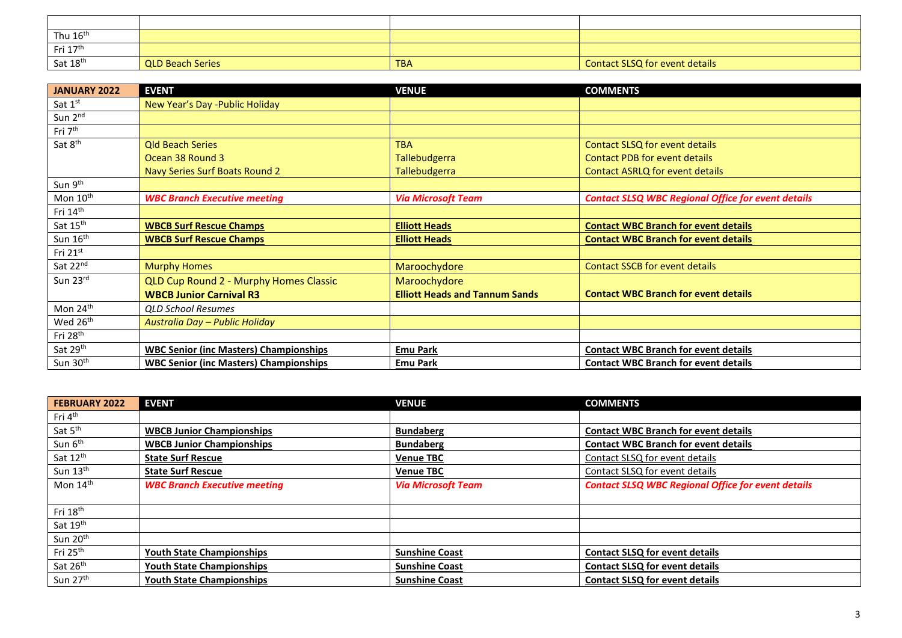| | | | |
|---|---|---|---|
| Thu 16th | | | |
| Fri 17th | | | |
| Sat 18th | QLD Beach Series | TBA | Contact SLSQ for event details |

| JANUARY 2022 | EVENT | VENUE | COMMENTS |
|---|---|---|---|
| Sat 1st | New Year's Day -Public Holiday | | |
| Sun 2nd | | | |
| Fri 7th | | | |
| Sat 8th | Qld Beach Series<br>Ocean 38 Round 3<br>Navy Series Surf Boats Round 2 | TBA<br>Tallebudgerra<br>Tallebudgerra | Contact SLSQ for event details<br>Contact PDB for event details<br>Contact ASRLQ for event details |
| Sun 9th | | | |
| Mon 10th | ***WBC Branch Executive meeting*** | ***Via Microsoft Team*** | ***Contact SLSQ WBC Regional Office for event details*** |
| Fri 14th | | | |
| Sat 15th | **WBCB Surf Rescue Champs** | **Elliott Heads** | **Contact WBC Branch for event details** |
| Sun 16th | **WBCB Surf Rescue Champs** | **Elliott Heads** | **Contact WBC Branch for event details** |
| Fri 21st | | | |
| Sat 22nd | Murphy Homes | Maroochydore | Contact SSCB for event details |
| Sun 23rd | QLD Cup Round 2 - Murphy Homes Classic<br>**WBCB Junior Carnival R3** | Maroochydore<br>**Elliott Heads and Tannum Sands** | <br>**Contact WBC Branch for event details** |
| Mon 24th | *QLD School Resumes* | | |
| Wed 26th | *Australia Day – Public Holiday* | | |
| Fri 28th | | | |
| Sat 29th | **WBC Senior (inc Masters) Championships** | **Emu Park** | **Contact WBC Branch for event details** |
| Sun 30th | **WBC Senior (inc Masters) Championships** | **Emu Park** | **Contact WBC Branch for event details** |

| FEBRUARY 2022 | EVENT | VENUE | COMMENTS |
|---|---|---|---|
| Fri 4th | | | |
| Sat 5th | **WBCB Junior Championships** | **Bundaberg** | **Contact WBC Branch for event details** |
| Sun 6th | **WBCB Junior Championships** | **Bundaberg** | **Contact WBC Branch for event details** |
| Sat 12th | **State Surf Rescue** | **Venue TBC** | Contact SLSQ for event details |
| Sun 13th | **State Surf Rescue** | **Venue TBC** | Contact SLSQ for event details |
| Mon 14th | ***WBC Branch Executive meeting*** | ***Via Microsoft Team*** | ***Contact SLSQ WBC Regional Office for event details*** |
| Fri 18th | | | |
| Sat 19th | | | |
| Sun 20th | | | |
| Fri 25th | **Youth State Championships** | **Sunshine Coast** | **Contact SLSQ for event details** |
| Sat 26th | **Youth State Championships** | **Sunshine Coast** | **Contact SLSQ for event details** |
| Sun 27th | **Youth State Championships** | **Sunshine Coast** | **Contact SLSQ for event details** |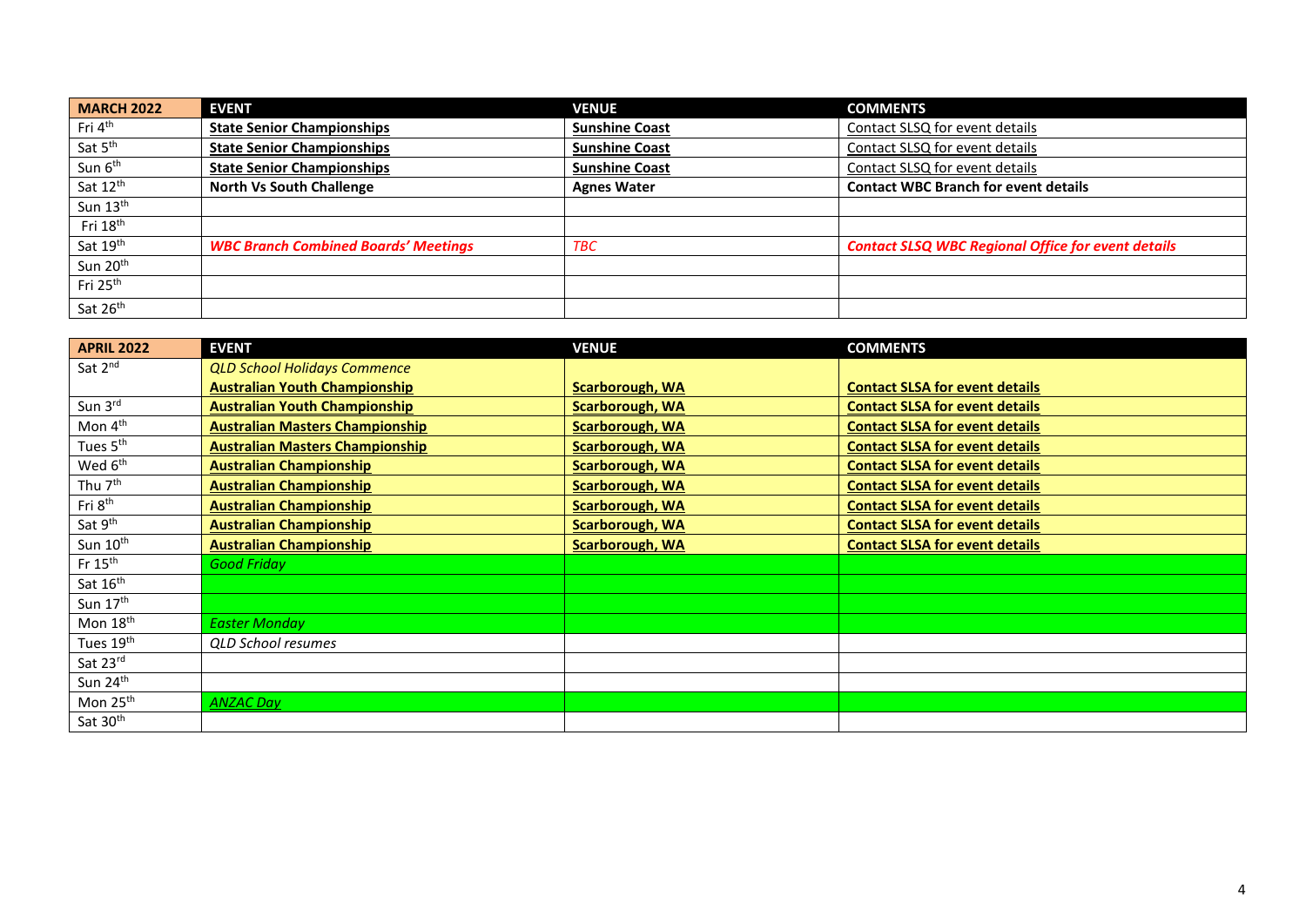| MARCH 2022 | EVENT | VENUE | COMMENTS |
|---|---|---|---|
| Fri 4th | **State Senior Championships** | **Sunshine Coast** | Contact SLSQ for event details |
| Sat 5th | **State Senior Championships** | **Sunshine Coast** | Contact SLSQ for event details |
| Sun 6th | **State Senior Championships** | **Sunshine Coast** | Contact SLSQ for event details |
| Sat 12th | **North Vs South Challenge** | **Agnes Water** | **Contact WBC Branch for event details** |
| Sun 13th | | | |
| Fri 18th | | | |
| Sat 19th | ***WBC Branch Combined Boards' Meetings*** | *TBC* | ***Contact SLSQ WBC Regional Office for event details*** |
| Sun 20th | | | |
| Fri 25th | | | |
| Sat 26th | | | |

| APRIL 2022 | EVENT | VENUE | COMMENTS |
|---|---|---|---|
| Sat 2nd | *QLD School Holidays Commence*<br>**Australian Youth Championship** | **Scarborough, WA** | **Contact SLSA for event details** |
| Sun 3rd | **Australian Youth Championship** | **Scarborough, WA** | **Contact SLSA for event details** |
| Mon 4th | **Australian Masters Championship** | **Scarborough, WA** | **Contact SLSA for event details** |
| Tues 5th | **Australian Masters Championship** | **Scarborough, WA** | **Contact SLSA for event details** |
| Wed 6th | **Australian Championship** | **Scarborough, WA** | **Contact SLSA for event details** |
| Thu 7th | **Australian Championship** | **Scarborough, WA** | **Contact SLSA for event details** |
| Fri 8th | **Australian Championship** | **Scarborough, WA** | **Contact SLSA for event details** |
| Sat 9th | **Australian Championship** | **Scarborough, WA** | **Contact SLSA for event details** |
| Sun 10th | **Australian Championship** | **Scarborough, WA** | **Contact SLSA for event details** |
| Fr 15th | *Good Friday* | | |
| Sat 16th | | | |
| Sun 17th | | | |
| Mon 18th | *Easter Monday* | | |
| Tues 19th | *QLD School resumes* | | |
| Sat 23rd | | | |
| Sun 24th | | | |
| Mon 25th | *ANZAC Day* | | |
| Sat 30th | | | |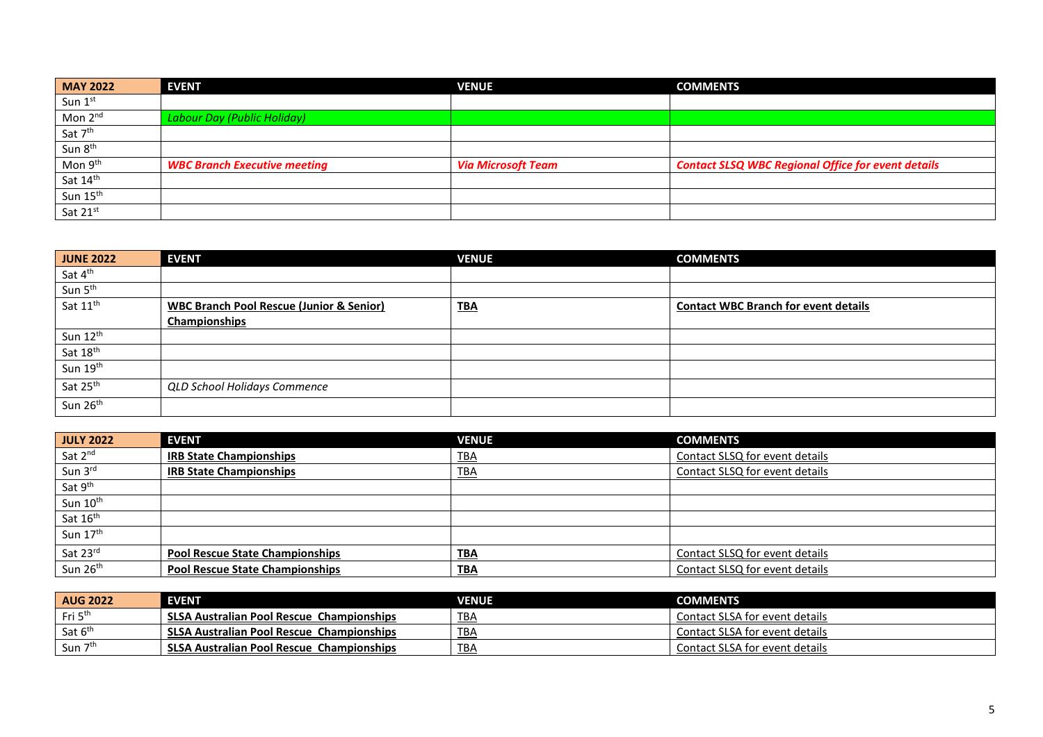| MAY 2022 | EVENT | VENUE | COMMENTS |
| --- | --- | --- | --- |
| Sun 1st | | | |
| Mon 2nd | *Labour Day (Public Holiday)* | | |
| Sat 7th | | | |
| Sun 8th | | | |
| Mon 9th | ***WBC Branch Executive meeting*** | ***Via Microsoft Team*** | ***Contact SLSQ WBC Regional Office for event details*** |
| Sat 14th | | | |
| Sun 15th | | | |
| Sat 21st | | | |

| JUNE 2022 | EVENT | VENUE | COMMENTS |
| --- | --- | --- | --- |
| Sat 4th | | | |
| Sun 5th | | | |
| Sat 11th | **WBC Branch Pool Rescue (Junior & Senior) Championships** | **TBA** | **Contact WBC Branch for event details** |
| Sun 12th | | | |
| Sat 18th | | | |
| Sun 19th | | | |
| Sat 25th | *QLD School Holidays Commence* | | |
| Sun 26th | | | |

| JULY 2022 | EVENT | VENUE | COMMENTS |
| --- | --- | --- | --- |
| Sat 2nd | **IRB State Championships** | TBA | Contact SLSQ for event details |
| Sun 3rd | **IRB State Championships** | TBA | Contact SLSQ for event details |
| Sat 9th | | | |
| Sun 10th | | | |
| Sat 16th | | | |
| Sun 17th | | | |
| Sat 23rd | **Pool Rescue State Championships** | **TBA** | Contact SLSQ for event details |
| Sun 26th | **Pool Rescue State Championships** | **TBA** | Contact SLSQ for event details |

| AUG 2022 | EVENT | VENUE | COMMENTS |
| --- | --- | --- | --- |
| Fri 5th | **SLSA Australian Pool Rescue Championships** | TBA | Contact SLSA for event details |
| Sat 6th | **SLSA Australian Pool Rescue Championships** | TBA | Contact SLSA for event details |
| Sun 7th | **SLSA Australian Pool Rescue Championships** | TBA | Contact SLSA for event details |